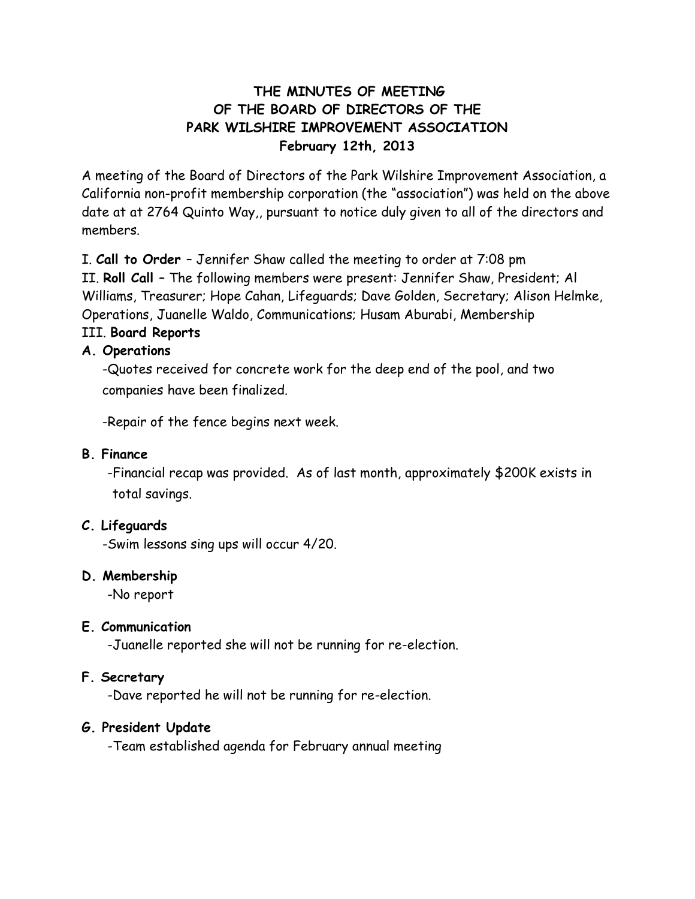# THE MINUTES OF MEETING
# OF THE BOARD OF DIRECTORS OF THE
# PARK WILSHIRE IMPROVEMENT ASSOCIATION
**February 12th, 2013**

A meeting of the Board of Directors of the Park Wilshire Improvement Association, a California non-profit membership corporation (the "association") was held on the above date at at 2764 Quinto Way,, pursuant to notice duly given to all of the directors and members.

I. **Call to Order** – Jennifer Shaw called the meeting to order at 7:08 pm

II. **Roll Call** – The following members were present: Jennifer Shaw, President; Al Williams, Treasurer; Hope Cahan, Lifeguards; Dave Golden, Secretary; Alison Helmke, Operations, Juanelle Waldo, Communications; Husam Aburabi, Membership

III. **Board Reports**

**A. Operations**

-Quotes received for concrete work for the deep end of the pool, and two companies have been finalized.

-Repair of the fence begins next week.

**B. Finance**

-Financial recap was provided. As of last month, approximately $200K exists in total savings.

**C. Lifeguards**

-Swim lessons sing ups will occur 4/20.

**D. Membership**

-No report

**E. Communication**

-Juanelle reported she will not be running for re-election.

**F. Secretary**

-Dave reported he will not be running for re-election.

**G. President Update**

-Team established agenda for February annual meeting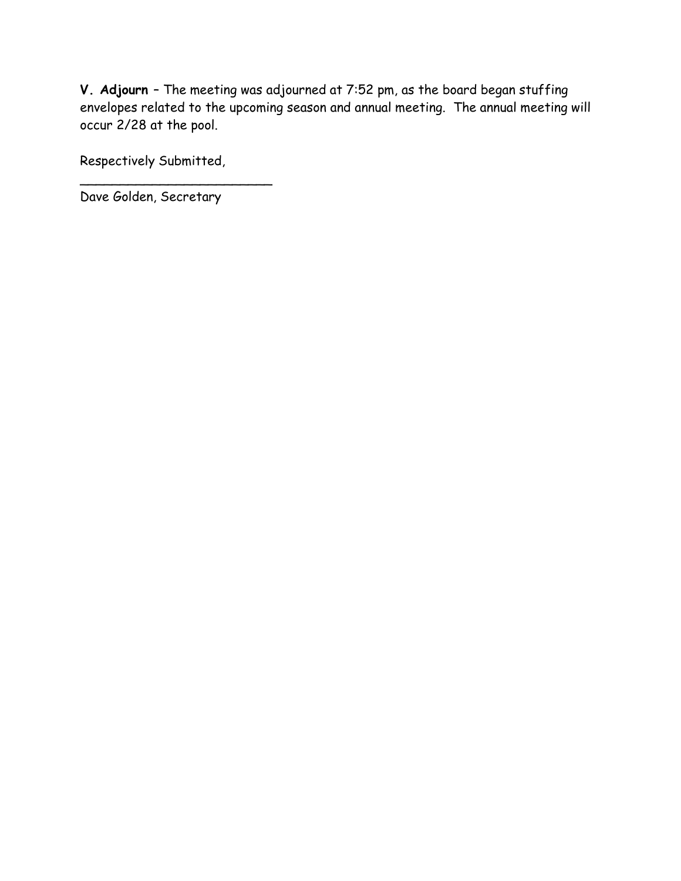**V. Adjourn** – The meeting was adjourned at 7:52 pm, as the board began stuffing envelopes related to the upcoming season and annual meeting. The annual meeting will occur 2/28 at the pool.

Respectively Submitted,

_________________________

Dave Golden, Secretary